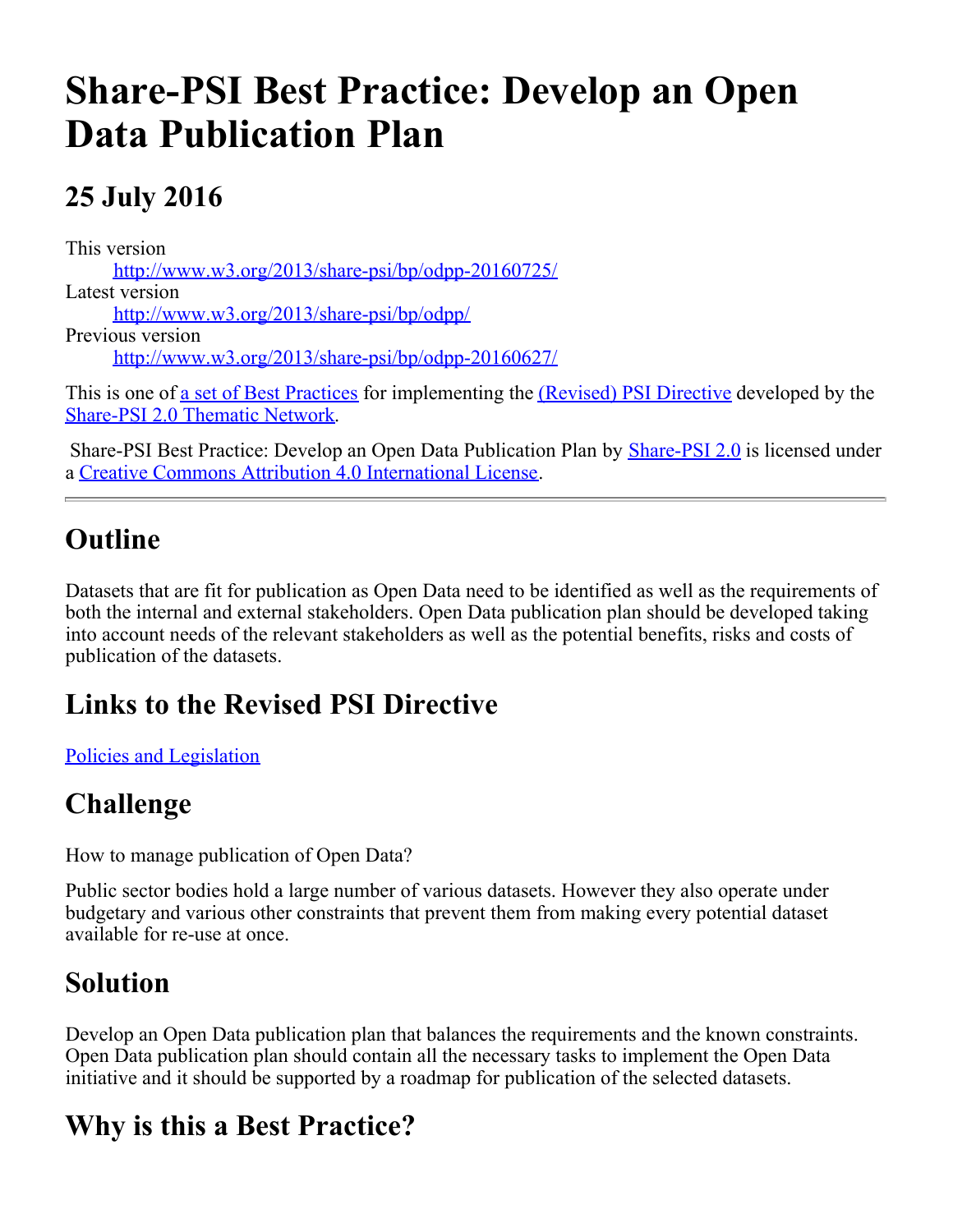# Share-PSI Best Practice: Develop an Open Data Publication Plan

## 25 July 2016

This version
: http://www.w3.org/2013/share-psi/bp/odpp-20160725/

Latest version
: http://www.w3.org/2013/share-psi/bp/odpp/

Previous version
: http://www.w3.org/2013/share-psi/bp/odpp-20160627/

This is one of a set of Best Practices for implementing the (Revised) PSI Directive developed by the Share-PSI 2.0 Thematic Network.

Share-PSI Best Practice: Develop an Open Data Publication Plan by Share-PSI 2.0 is licensed under a Creative Commons Attribution 4.0 International License.

---

## Outline

Datasets that are fit for publication as Open Data need to be identified as well as the requirements of both the internal and external stakeholders. Open Data publication plan should be developed taking into account needs of the relevant stakeholders as well as the potential benefits, risks and costs of publication of the datasets.

## Links to the Revised PSI Directive

Policies and Legislation

## Challenge

How to manage publication of Open Data?

Public sector bodies hold a large number of various datasets. However they also operate under budgetary and various other constraints that prevent them from making every potential dataset available for re-use at once.

## Solution

Develop an Open Data publication plan that balances the requirements and the known constraints. Open Data publication plan should contain all the necessary tasks to implement the Open Data initiative and it should be supported by a roadmap for publication of the selected datasets.

## Why is this a Best Practice?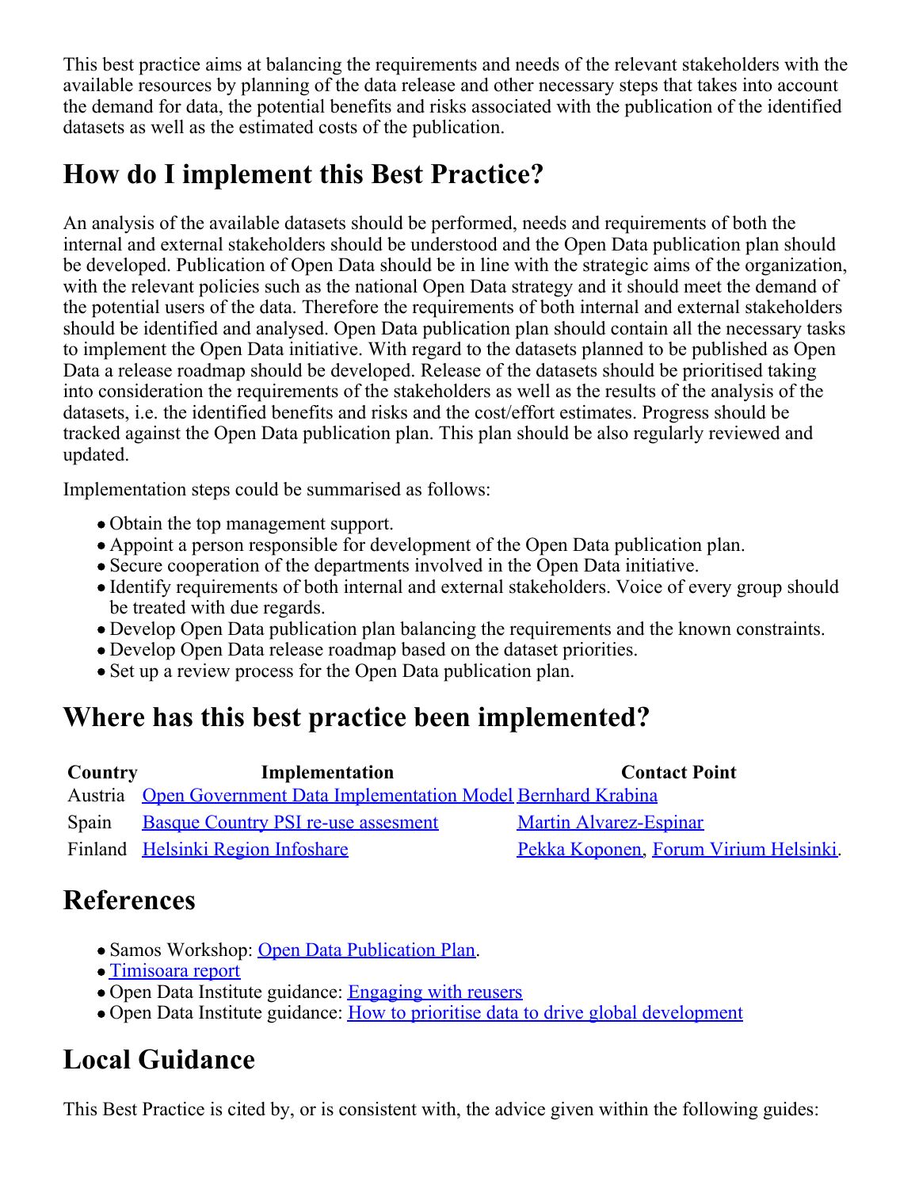This best practice aims at balancing the requirements and needs of the relevant stakeholders with the available resources by planning of the data release and other necessary steps that takes into account the demand for data, the potential benefits and risks associated with the publication of the identified datasets as well as the estimated costs of the publication.

## How do I implement this Best Practice?

An analysis of the available datasets should be performed, needs and requirements of both the internal and external stakeholders should be understood and the Open Data publication plan should be developed. Publication of Open Data should be in line with the strategic aims of the organization, with the relevant policies such as the national Open Data strategy and it should meet the demand of the potential users of the data. Therefore the requirements of both internal and external stakeholders should be identified and analysed. Open Data publication plan should contain all the necessary tasks to implement the Open Data initiative. With regard to the datasets planned to be published as Open Data a release roadmap should be developed. Release of the datasets should be prioritised taking into consideration the requirements of the stakeholders as well as the results of the analysis of the datasets, i.e. the identified benefits and risks and the cost/effort estimates. Progress should be tracked against the Open Data publication plan. This plan should be also regularly reviewed and updated.

Implementation steps could be summarised as follows:

- Obtain the top management support.
- Appoint a person responsible for development of the Open Data publication plan.
- Secure cooperation of the departments involved in the Open Data initiative.
- Identify requirements of both internal and external stakeholders. Voice of every group should be treated with due regards.
- Develop Open Data publication plan balancing the requirements and the known constraints.
- Develop Open Data release roadmap based on the dataset priorities.
- Set up a review process for the Open Data publication plan.

## Where has this best practice been implemented?

| Country | Implementation | Contact Point |
|---|---|---|
| Austria | Open Government Data Implementation Model | Bernhard Krabina |
| Spain | Basque Country PSI re-use assesment | Martin Alvarez-Espinar |
| Finland | Helsinki Region Infoshare | Pekka Koponen, Forum Virium Helsinki. |

## References

- Samos Workshop: Open Data Publication Plan.
- Timisoara report
- Open Data Institute guidance: Engaging with reusers
- Open Data Institute guidance: How to prioritise data to drive global development

## Local Guidance

This Best Practice is cited by, or is consistent with, the advice given within the following guides: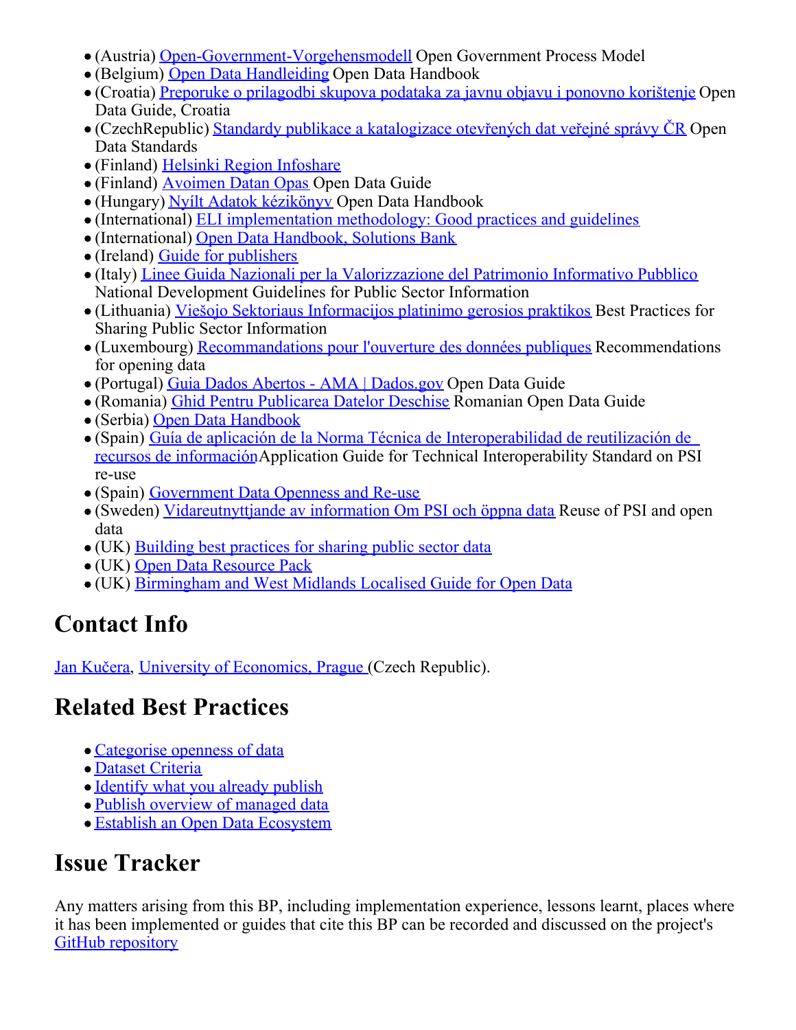- (Austria) Open-Government-Vorgehensmodell Open Government Process Model
- (Belgium) Open Data Handleiding Open Data Handbook
- (Croatia) Preporuke o prilagodbi skupova podataka za javnu objavu i ponovno korištenje Open Data Guide, Croatia
- (CzechRepublic) Standardy publikace a katalogizace otevřených dat veřejné správy ČR Open Data Standards
- (Finland) Helsinki Region Infoshare
- (Finland) Avoimen Datan Opas Open Data Guide
- (Hungary) Nyílt Adatok kézikönyv Open Data Handbook
- (International) ELI implementation methodology: Good practices and guidelines
- (International) Open Data Handbook, Solutions Bank
- (Ireland) Guide for publishers
- (Italy) Linee Guida Nazionali per la Valorizzazione del Patrimonio Informativo Pubblico National Development Guidelines for Public Sector Information
- (Lithuania) Viešojo Sektoriaus Informacijos platinimo gerosios praktikos Best Practices for Sharing Public Sector Information
- (Luxembourg) Recommandations pour l'ouverture des données publiques Recommendations for opening data
- (Portugal) Guia Dados Abertos - AMA | Dados.gov Open Data Guide
- (Romania) Ghid Pentru Publicarea Datelor Deschise Romanian Open Data Guide
- (Serbia) Open Data Handbook
- (Spain) Guía de aplicación de la Norma Técnica de Interoperabilidad de reutilización de recursos de información Application Guide for Technical Interoperability Standard on PSI re-use
- (Spain) Government Data Openness and Re-use
- (Sweden) Vidareutnyttjande av information Om PSI och öppna data Reuse of PSI and open data
- (UK) Building best practices for sharing public sector data
- (UK) Open Data Resource Pack
- (UK) Birmingham and West Midlands Localised Guide for Open Data

## Contact Info

Jan Kučera, University of Economics, Prague (Czech Republic).

## Related Best Practices

- Categorise openness of data
- Dataset Criteria
- Identify what you already publish
- Publish overview of managed data
- Establish an Open Data Ecosystem

## Issue Tracker

Any matters arising from this BP, including implementation experience, lessons learnt, places where it has been implemented or guides that cite this BP can be recorded and discussed on the project's GitHub repository